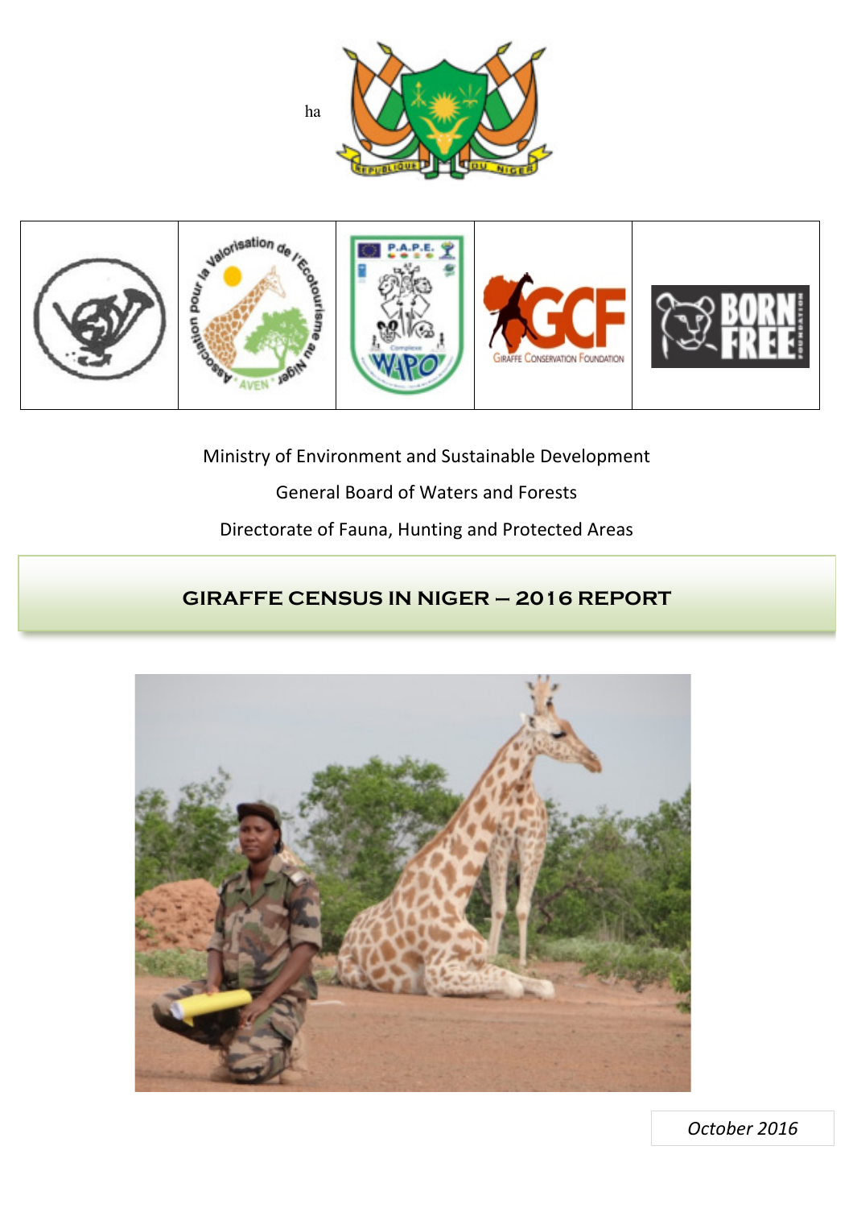ha

Ministry of Environment and Sustainable Development

General Board of Waters and Forests

Directorate of Fauna, Hunting and Protected Areas

# GIRAFFE CENSUS IN NIGER – 2016 REPORT

*October 2016*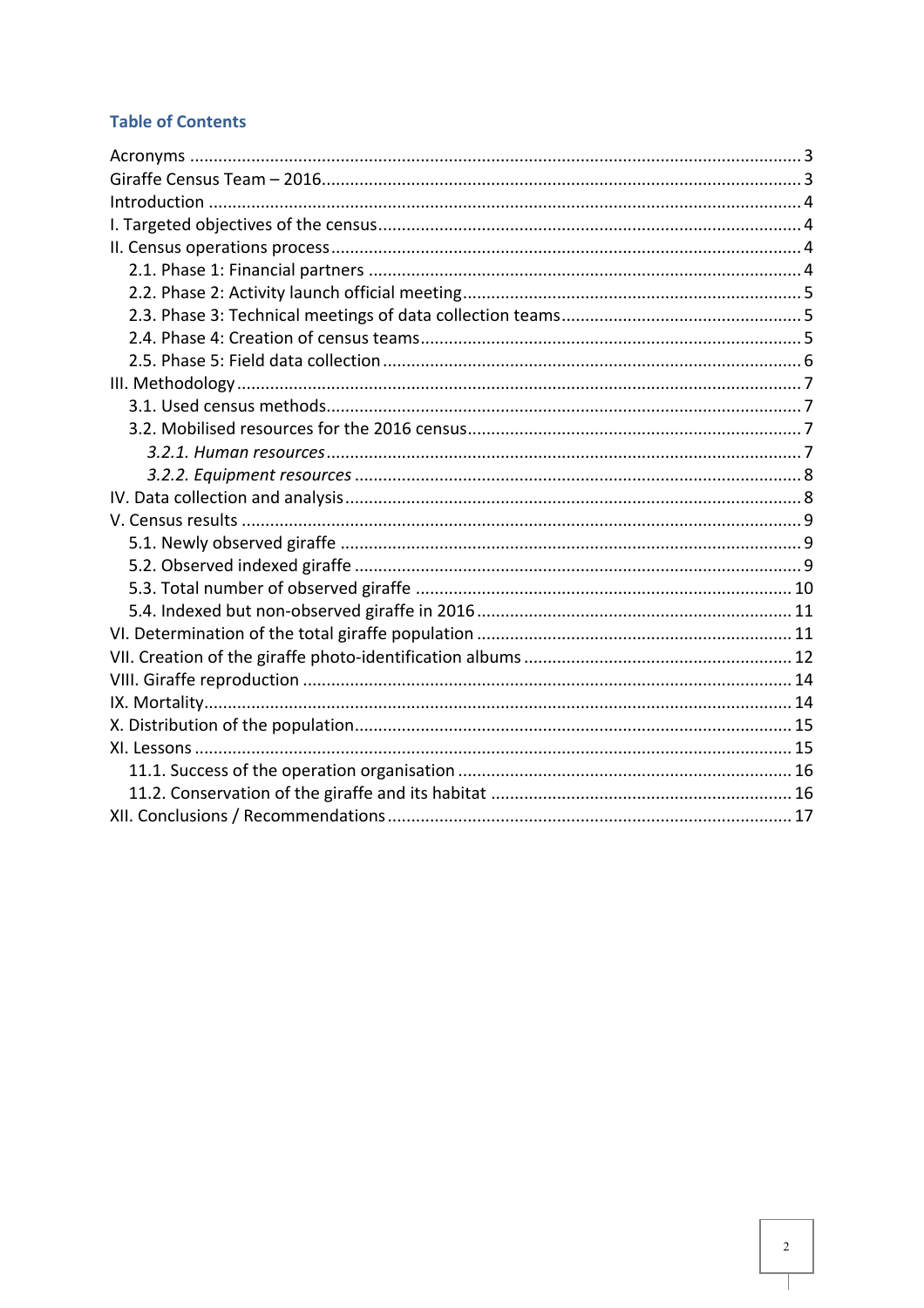## Table of Contents

Acronyms ................................................................................................................ 3
Giraffe Census Team – 2016..................................................................................... 3
Introduction ............................................................................................................. 4
I. Targeted objectives of the census......................................................................... 4
II. Census operations process .................................................................................. 4
  2.1. Phase 1: Financial partners ........................................................................... 4
  2.2. Phase 2: Activity launch official meeting....................................................... 5
  2.3. Phase 3: Technical meetings of data collection teams.................................. 5
  2.4. Phase 4: Creation of census teams................................................................ 5
  2.5. Phase 5: Field data collection........................................................................ 6
III. Methodology ....................................................................................................... 7
  3.1. Used census methods.................................................................................... 7
  3.2. Mobilised resources for the 2016 census...................................................... 7
    *3.2.1. Human resources* .................................................................................... 7
    *3.2.2. Equipment resources* .............................................................................. 8
IV. Data collection and analysis................................................................................ 8
V. Census results ...................................................................................................... 9
  5.1. Newly observed giraffe ................................................................................. 9
  5.2. Observed indexed giraffe .............................................................................. 9
  5.3. Total number of observed giraffe ............................................................... 10
  5.4. Indexed but non-observed giraffe in 2016 .................................................. 11
VI. Determination of the total giraffe population .................................................. 11
VII. Creation of the giraffe photo-identification albums ........................................ 12
VIII. Giraffe reproduction ....................................................................................... 14
IX. Mortality............................................................................................................ 14
X. Distribution of the population............................................................................ 15
XI. Lessons ............................................................................................................. 15
  11.1. Success of the operation organisation ...................................................... 16
  11.2. Conservation of the giraffe and its habitat ............................................... 16
XII. Conclusions / Recommendations..................................................................... 17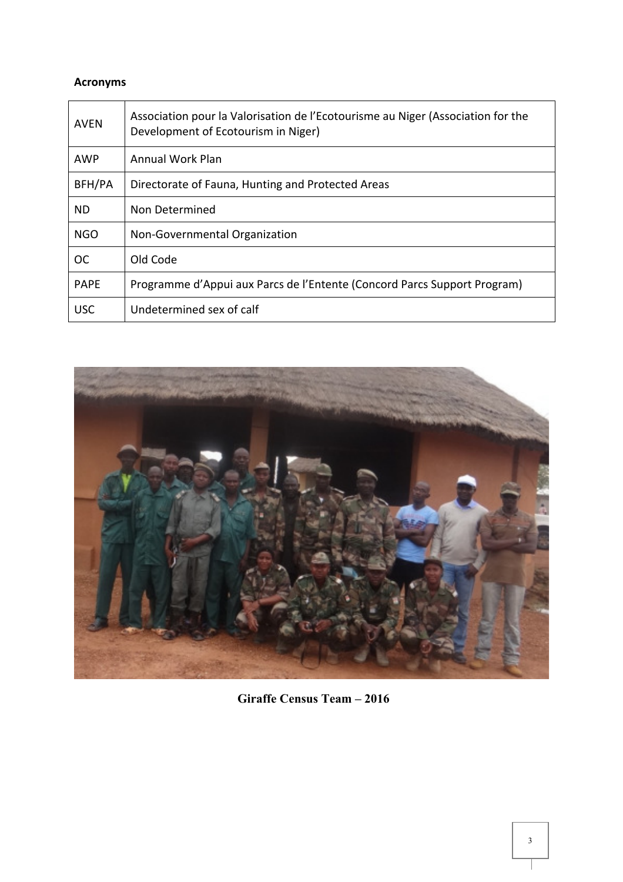**Acronyms**

| | |
|---|---|
| AVEN | Association pour la Valorisation de l'Ecotourisme au Niger (Association for the Development of Ecotourism in Niger) |
| AWP | Annual Work Plan |
| BFH/PA | Directorate of Fauna, Hunting and Protected Areas |
| ND | Non Determined |
| NGO | Non-Governmental Organization |
| OC | Old Code |
| PAPE | Programme d'Appui aux Parcs de l'Entente (Concord Parcs Support Program) |
| USC | Undetermined sex of calf |

**Giraffe Census Team – 2016**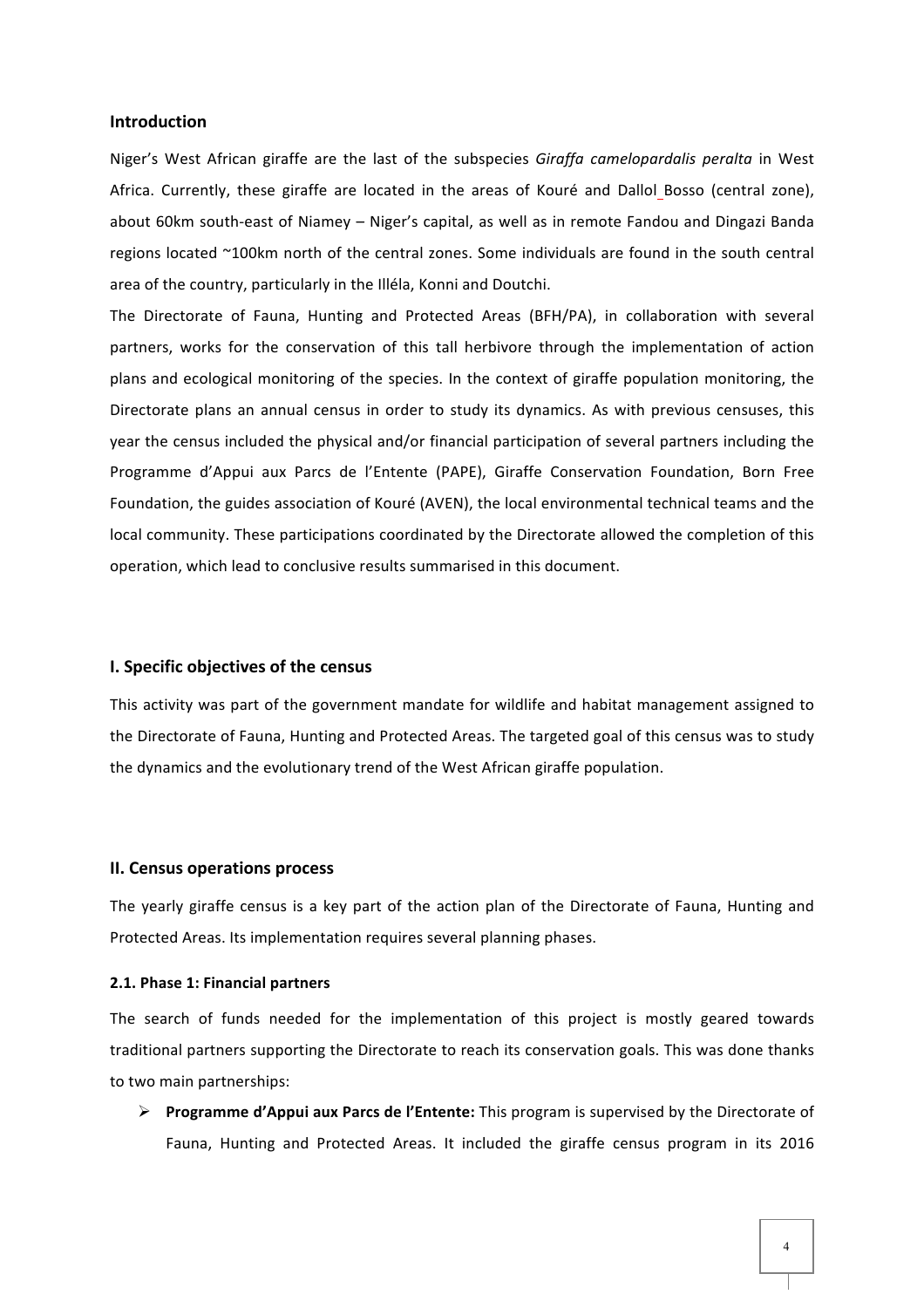## Introduction

Niger's West African giraffe are the last of the subspecies *Giraffa camelopardalis peralta* in West Africa. Currently, these giraffe are located in the areas of Kouré and Dallol Bosso (central zone), about 60km south-east of Niamey – Niger's capital, as well as in remote Fandou and Dingazi Banda regions located ~100km north of the central zones. Some individuals are found in the south central area of the country, particularly in the Illéla, Konni and Doutchi.

The Directorate of Fauna, Hunting and Protected Areas (BFH/PA), in collaboration with several partners, works for the conservation of this tall herbivore through the implementation of action plans and ecological monitoring of the species. In the context of giraffe population monitoring, the Directorate plans an annual census in order to study its dynamics. As with previous censuses, this year the census included the physical and/or financial participation of several partners including the Programme d'Appui aux Parcs de l'Entente (PAPE), Giraffe Conservation Foundation, Born Free Foundation, the guides association of Kouré (AVEN), the local environmental technical teams and the local community. These participations coordinated by the Directorate allowed the completion of this operation, which lead to conclusive results summarised in this document.

## I. Specific objectives of the census

This activity was part of the government mandate for wildlife and habitat management assigned to the Directorate of Fauna, Hunting and Protected Areas. The targeted goal of this census was to study the dynamics and the evolutionary trend of the West African giraffe population.

## II. Census operations process

The yearly giraffe census is a key part of the action plan of the Directorate of Fauna, Hunting and Protected Areas. Its implementation requires several planning phases.

### 2.1. Phase 1: Financial partners

The search of funds needed for the implementation of this project is mostly geared towards traditional partners supporting the Directorate to reach its conservation goals. This was done thanks to two main partnerships:

- **Programme d'Appui aux Parcs de l'Entente:** This program is supervised by the Directorate of Fauna, Hunting and Protected Areas. It included the giraffe census program in its 2016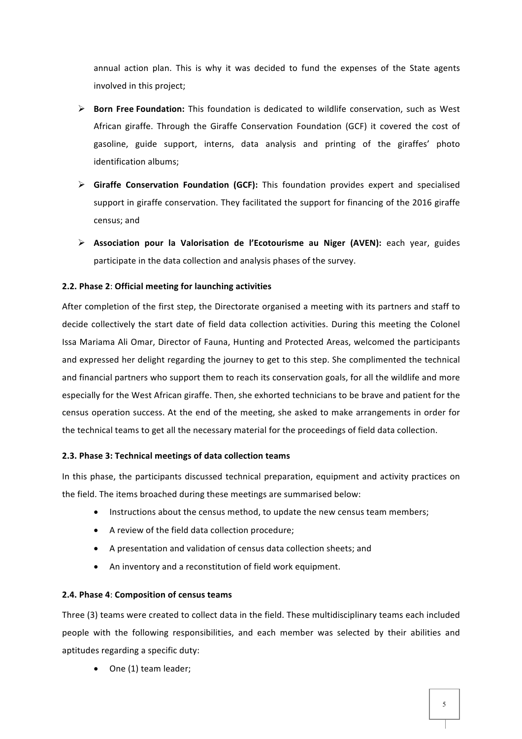annual action plan. This is why it was decided to fund the expenses of the State agents involved in this project;

- **Born Free Foundation:** This foundation is dedicated to wildlife conservation, such as West African giraffe. Through the Giraffe Conservation Foundation (GCF) it covered the cost of gasoline, guide support, interns, data analysis and printing of the giraffes' photo identification albums;
- **Giraffe Conservation Foundation (GCF):** This foundation provides expert and specialised support in giraffe conservation. They facilitated the support for financing of the 2016 giraffe census; and
- **Association pour la Valorisation de l'Ecotourisme au Niger (AVEN):** each year, guides participate in the data collection and analysis phases of the survey.

### 2.2. Phase 2: Official meeting for launching activities

After completion of the first step, the Directorate organised a meeting with its partners and staff to decide collectively the start date of field data collection activities. During this meeting the Colonel Issa Mariama Ali Omar, Director of Fauna, Hunting and Protected Areas, welcomed the participants and expressed her delight regarding the journey to get to this step. She complimented the technical and financial partners who support them to reach its conservation goals, for all the wildlife and more especially for the West African giraffe. Then, she exhorted technicians to be brave and patient for the census operation success. At the end of the meeting, she asked to make arrangements in order for the technical teams to get all the necessary material for the proceedings of field data collection.

### 2.3. Phase 3: Technical meetings of data collection teams

In this phase, the participants discussed technical preparation, equipment and activity practices on the field. The items broached during these meetings are summarised below:

- Instructions about the census method, to update the new census team members;
- A review of the field data collection procedure;
- A presentation and validation of census data collection sheets; and
- An inventory and a reconstitution of field work equipment.

### 2.4. Phase 4: Composition of census teams

Three (3) teams were created to collect data in the field. These multidisciplinary teams each included people with the following responsibilities, and each member was selected by their abilities and aptitudes regarding a specific duty:

- One (1) team leader;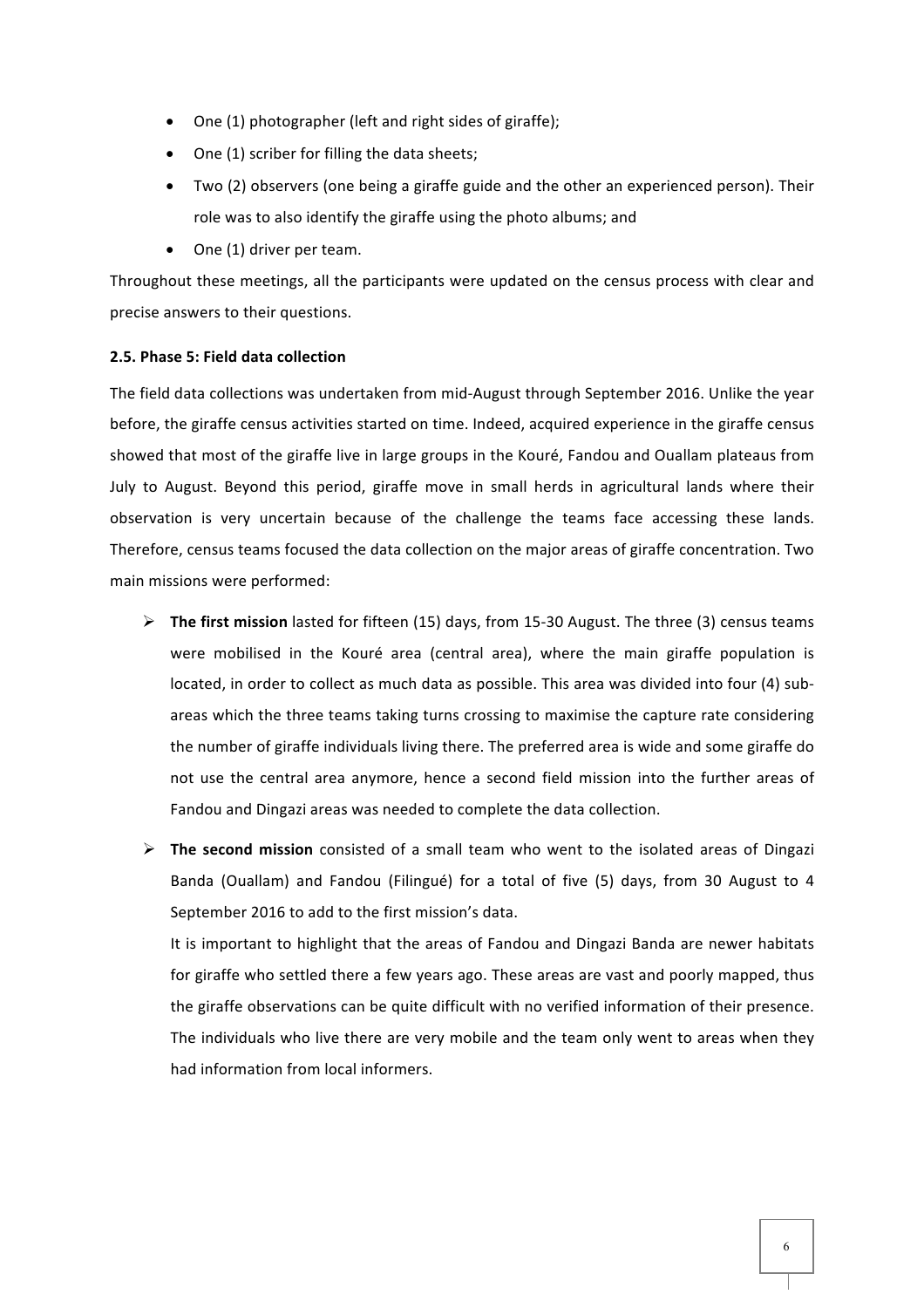- One (1) photographer (left and right sides of giraffe);
- One (1) scriber for filling the data sheets;
- Two (2) observers (one being a giraffe guide and the other an experienced person). Their role was to also identify the giraffe using the photo albums; and
- One (1) driver per team.

Throughout these meetings, all the participants were updated on the census process with clear and precise answers to their questions.

### 2.5. Phase 5: Field data collection

The field data collections was undertaken from mid-August through September 2016. Unlike the year before, the giraffe census activities started on time. Indeed, acquired experience in the giraffe census showed that most of the giraffe live in large groups in the Kouré, Fandou and Ouallam plateaus from July to August. Beyond this period, giraffe move in small herds in agricultural lands where their observation is very uncertain because of the challenge the teams face accessing these lands. Therefore, census teams focused the data collection on the major areas of giraffe concentration. Two main missions were performed:

- **The first mission** lasted for fifteen (15) days, from 15-30 August. The three (3) census teams were mobilised in the Kouré area (central area), where the main giraffe population is located, in order to collect as much data as possible. This area was divided into four (4) sub-areas which the three teams taking turns crossing to maximise the capture rate considering the number of giraffe individuals living there. The preferred area is wide and some giraffe do not use the central area anymore, hence a second field mission into the further areas of Fandou and Dingazi areas was needed to complete the data collection.
- **The second mission** consisted of a small team who went to the isolated areas of Dingazi Banda (Ouallam) and Fandou (Filingué) for a total of five (5) days, from 30 August to 4 September 2016 to add to the first mission's data.

  It is important to highlight that the areas of Fandou and Dingazi Banda are newer habitats for giraffe who settled there a few years ago. These areas are vast and poorly mapped, thus the giraffe observations can be quite difficult with no verified information of their presence. The individuals who live there are very mobile and the team only went to areas when they had information from local informers.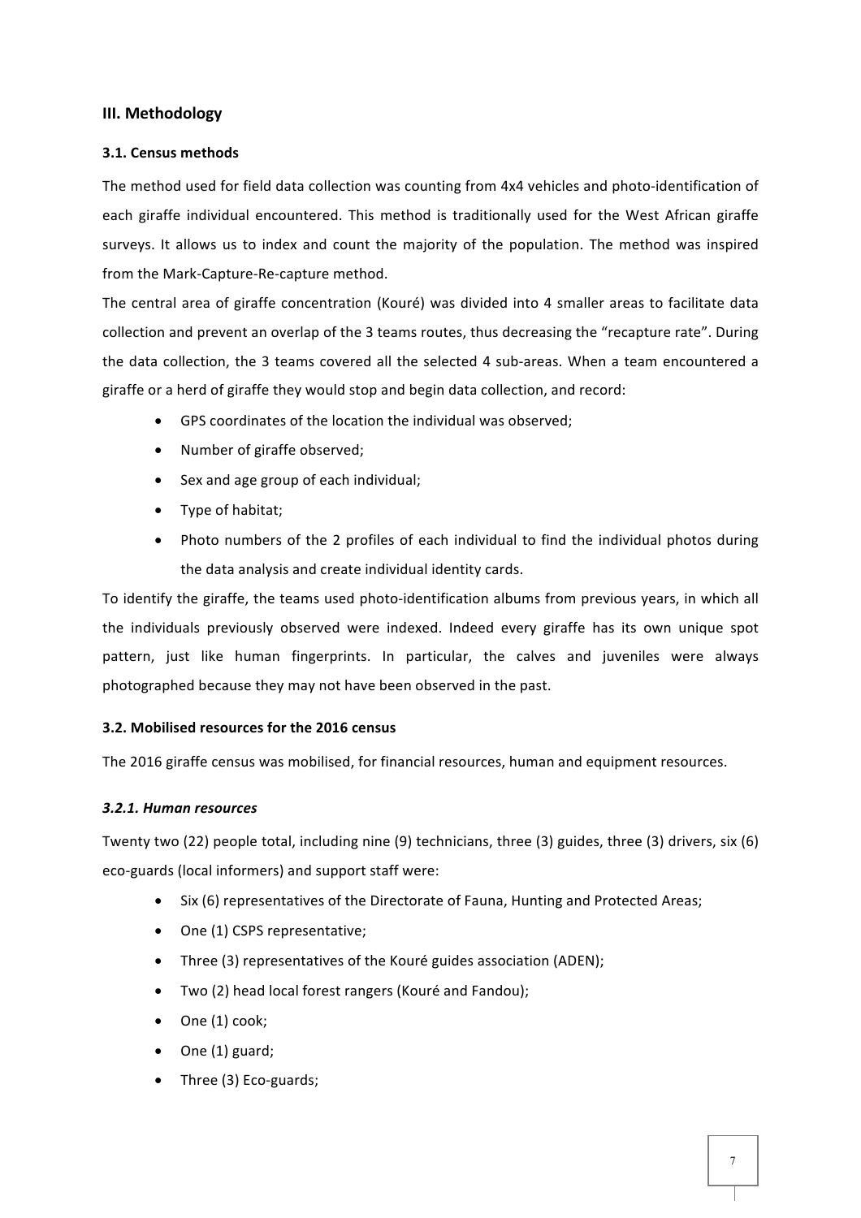## III. Methodology

### 3.1. Census methods

The method used for field data collection was counting from 4x4 vehicles and photo-identification of each giraffe individual encountered. This method is traditionally used for the West African giraffe surveys. It allows us to index and count the majority of the population. The method was inspired from the Mark-Capture-Re-capture method.

The central area of giraffe concentration (Kouré) was divided into 4 smaller areas to facilitate data collection and prevent an overlap of the 3 teams routes, thus decreasing the "recapture rate". During the data collection, the 3 teams covered all the selected 4 sub-areas. When a team encountered a giraffe or a herd of giraffe they would stop and begin data collection, and record:

- GPS coordinates of the location the individual was observed;
- Number of giraffe observed;
- Sex and age group of each individual;
- Type of habitat;
- Photo numbers of the 2 profiles of each individual to find the individual photos during the data analysis and create individual identity cards.

To identify the giraffe, the teams used photo-identification albums from previous years, in which all the individuals previously observed were indexed. Indeed every giraffe has its own unique spot pattern, just like human fingerprints. In particular, the calves and juveniles were always photographed because they may not have been observed in the past.

### 3.2. Mobilised resources for the 2016 census

The 2016 giraffe census was mobilised, for financial resources, human and equipment resources.

#### *3.2.1. Human resources*

Twenty two (22) people total, including nine (9) technicians, three (3) guides, three (3) drivers, six (6) eco-guards (local informers) and support staff were:

- Six (6) representatives of the Directorate of Fauna, Hunting and Protected Areas;
- One (1) CSPS representative;
- Three (3) representatives of the Kouré guides association (ADEN);
- Two (2) head local forest rangers (Kouré and Fandou);
- One (1) cook;
- One (1) guard;
- Three (3) Eco-guards;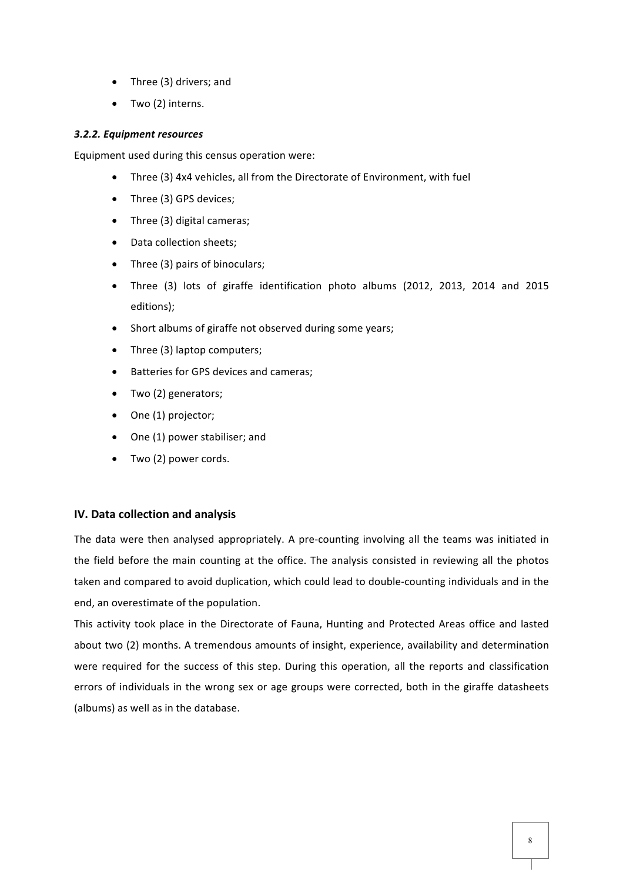- Three (3) drivers; and
- Two (2) interns.

#### ***3.2.2. Equipment resources***

Equipment used during this census operation were:

- Three (3) 4x4 vehicles, all from the Directorate of Environment, with fuel
- Three (3) GPS devices;
- Three (3) digital cameras;
- Data collection sheets;
- Three (3) pairs of binoculars;
- Three (3) lots of giraffe identification photo albums (2012, 2013, 2014 and 2015 editions);
- Short albums of giraffe not observed during some years;
- Three (3) laptop computers;
- Batteries for GPS devices and cameras;
- Two (2) generators;
- One (1) projector;
- One (1) power stabiliser; and
- Two (2) power cords.

## IV. Data collection and analysis

The data were then analysed appropriately. A pre-counting involving all the teams was initiated in the field before the main counting at the office. The analysis consisted in reviewing all the photos taken and compared to avoid duplication, which could lead to double-counting individuals and in the end, an overestimate of the population.

This activity took place in the Directorate of Fauna, Hunting and Protected Areas office and lasted about two (2) months. A tremendous amounts of insight, experience, availability and determination were required for the success of this step. During this operation, all the reports and classification errors of individuals in the wrong sex or age groups were corrected, both in the giraffe datasheets (albums) as well as in the database.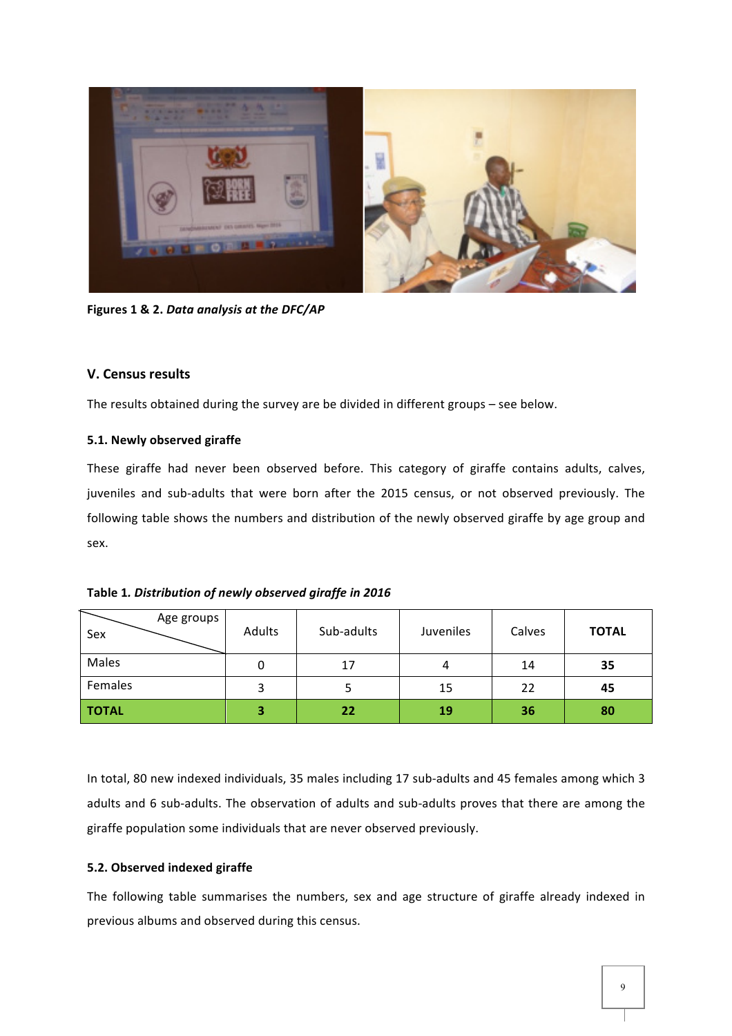**Figures 1 & 2.** ***Data analysis at the DFC/AP***

## V. Census results

The results obtained during the survey are be divided in different groups – see below.

### 5.1. Newly observed giraffe

These giraffe had never been observed before. This category of giraffe contains adults, calves, juveniles and sub-adults that were born after the 2015 census, or not observed previously. The following table shows the numbers and distribution of the newly observed giraffe by age group and sex.

**Table 1.** ***Distribution of newly observed giraffe in 2016***

| Sex \ Age groups | Adults | Sub-adults | Juveniles | Calves | **TOTAL** |
|---|---|---|---|---|---|
| Males | 0 | 17 | 4 | 14 | **35** |
| Females | 3 | 5 | 15 | 22 | **45** |
| **TOTAL** | **3** | **22** | **19** | **36** | **80** |

In total, 80 new indexed individuals, 35 males including 17 sub-adults and 45 females among which 3 adults and 6 sub-adults. The observation of adults and sub-adults proves that there are among the giraffe population some individuals that are never observed previously.

### 5.2. Observed indexed giraffe

The following table summarises the numbers, sex and age structure of giraffe already indexed in previous albums and observed during this census.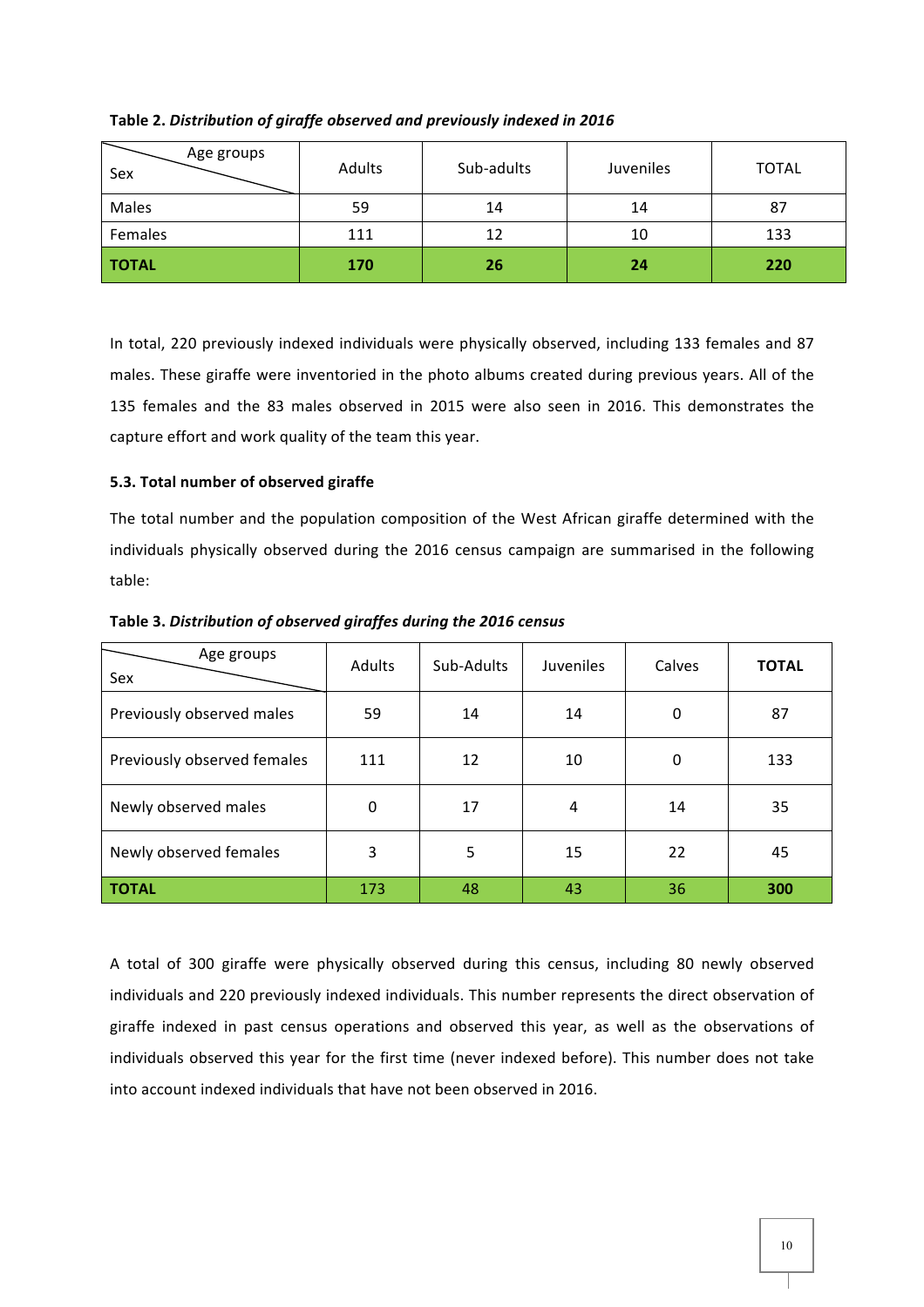**Table 2.** ***Distribution of giraffe observed and previously indexed in 2016***

| Sex / Age groups | Adults | Sub-adults | Juveniles | TOTAL |
|---|---|---|---|---|
| Males | 59 | 14 | 14 | 87 |
| Females | 111 | 12 | 10 | 133 |
| **TOTAL** | **170** | **26** | **24** | **220** |

In total, 220 previously indexed individuals were physically observed, including 133 females and 87 males. These giraffe were inventoried in the photo albums created during previous years. All of the 135 females and the 83 males observed in 2015 were also seen in 2016. This demonstrates the capture effort and work quality of the team this year.

### 5.3. Total number of observed giraffe

The total number and the population composition of the West African giraffe determined with the individuals physically observed during the 2016 census campaign are summarised in the following table:

**Table 3.** ***Distribution of observed giraffes during the 2016 census***

| Sex / Age groups | Adults | Sub-Adults | Juveniles | Calves | **TOTAL** |
|---|---|---|---|---|---|
| Previously observed males | 59 | 14 | 14 | 0 | 87 |
| Previously observed females | 111 | 12 | 10 | 0 | 133 |
| Newly observed males | 0 | 17 | 4 | 14 | 35 |
| Newly observed females | 3 | 5 | 15 | 22 | 45 |
| **TOTAL** | 173 | 48 | 43 | 36 | **300** |

A total of 300 giraffe were physically observed during this census, including 80 newly observed individuals and 220 previously indexed individuals. This number represents the direct observation of giraffe indexed in past census operations and observed this year, as well as the observations of individuals observed this year for the first time (never indexed before). This number does not take into account indexed individuals that have not been observed in 2016.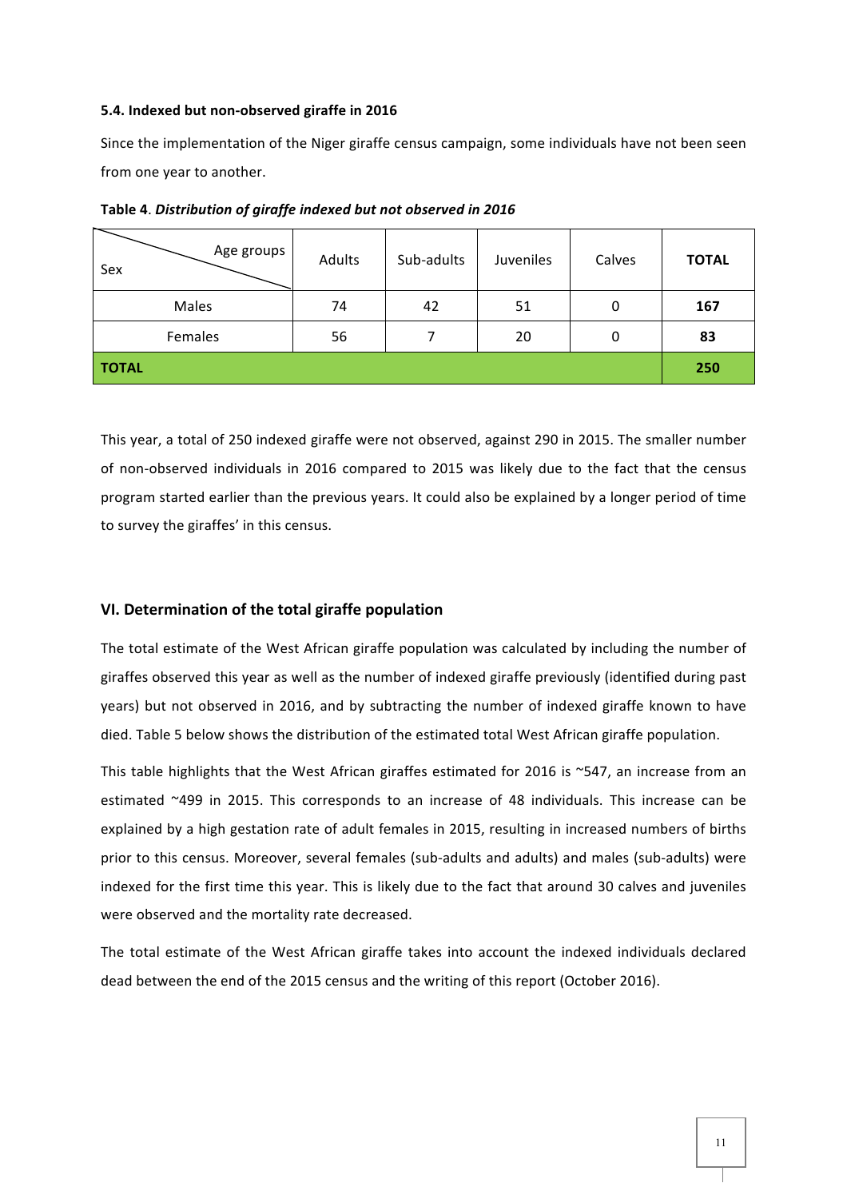### 5.4. Indexed but non-observed giraffe in 2016

Since the implementation of the Niger giraffe census campaign, some individuals have not been seen from one year to another.

**Table 4**. ***Distribution of giraffe indexed but not observed in 2016***

| Sex \ Age groups | Adults | Sub-adults | Juveniles | Calves | **TOTAL** |
|---|---|---|---|---|---|
| Males | 74 | 42 | 51 | 0 | **167** |
| Females | 56 | 7 | 20 | 0 | **83** |
| **TOTAL** | | | | | **250** |

This year, a total of 250 indexed giraffe were not observed, against 290 in 2015. The smaller number of non-observed individuals in 2016 compared to 2015 was likely due to the fact that the census program started earlier than the previous years. It could also be explained by a longer period of time to survey the giraffes' in this census.

## VI. Determination of the total giraffe population

The total estimate of the West African giraffe population was calculated by including the number of giraffes observed this year as well as the number of indexed giraffe previously (identified during past years) but not observed in 2016, and by subtracting the number of indexed giraffe known to have died. Table 5 below shows the distribution of the estimated total West African giraffe population.

This table highlights that the West African giraffes estimated for 2016 is ~547, an increase from an estimated ~499 in 2015. This corresponds to an increase of 48 individuals. This increase can be explained by a high gestation rate of adult females in 2015, resulting in increased numbers of births prior to this census. Moreover, several females (sub-adults and adults) and males (sub-adults) were indexed for the first time this year. This is likely due to the fact that around 30 calves and juveniles were observed and the mortality rate decreased.

The total estimate of the West African giraffe takes into account the indexed individuals declared dead between the end of the 2015 census and the writing of this report (October 2016).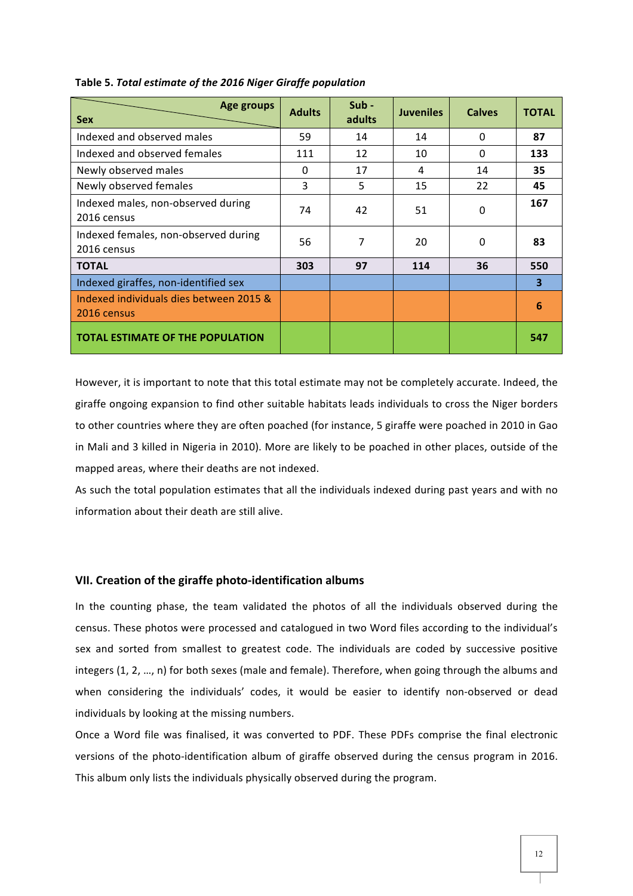**Table 5.** ***Total estimate of the 2016 Niger Giraffe population***

| Sex / Age groups | Adults | Sub - adults | Juveniles | Calves | TOTAL |
|---|---|---|---|---|---|
| Indexed and observed males | 59 | 14 | 14 | 0 | **87** |
| Indexed and observed females | 111 | 12 | 10 | 0 | **133** |
| Newly observed males | 0 | 17 | 4 | 14 | **35** |
| Newly observed females | 3 | 5 | 15 | 22 | **45** |
| Indexed males, non-observed during 2016 census | 74 | 42 | 51 | 0 | **167** |
| Indexed females, non-observed during 2016 census | 56 | 7 | 20 | 0 | **83** |
| **TOTAL** | **303** | **97** | **114** | **36** | **550** |
| Indexed giraffes, non-identified sex | | | | | **3** |
| Indexed individuals dies between 2015 & 2016 census | | | | | **6** |
| **TOTAL ESTIMATE OF THE POPULATION** | | | | | **547** |

However, it is important to note that this total estimate may not be completely accurate. Indeed, the giraffe ongoing expansion to find other suitable habitats leads individuals to cross the Niger borders to other countries where they are often poached (for instance, 5 giraffe were poached in 2010 in Gao in Mali and 3 killed in Nigeria in 2010). More are likely to be poached in other places, outside of the mapped areas, where their deaths are not indexed.

As such the total population estimates that all the individuals indexed during past years and with no information about their death are still alive.

## VII. Creation of the giraffe photo-identification albums

In the counting phase, the team validated the photos of all the individuals observed during the census. These photos were processed and catalogued in two Word files according to the individual's sex and sorted from smallest to greatest code. The individuals are coded by successive positive integers (1, 2, …, n) for both sexes (male and female). Therefore, when going through the albums and when considering the individuals' codes, it would be easier to identify non-observed or dead individuals by looking at the missing numbers.

Once a Word file was finalised, it was converted to PDF. These PDFs comprise the final electronic versions of the photo-identification album of giraffe observed during the census program in 2016. This album only lists the individuals physically observed during the program.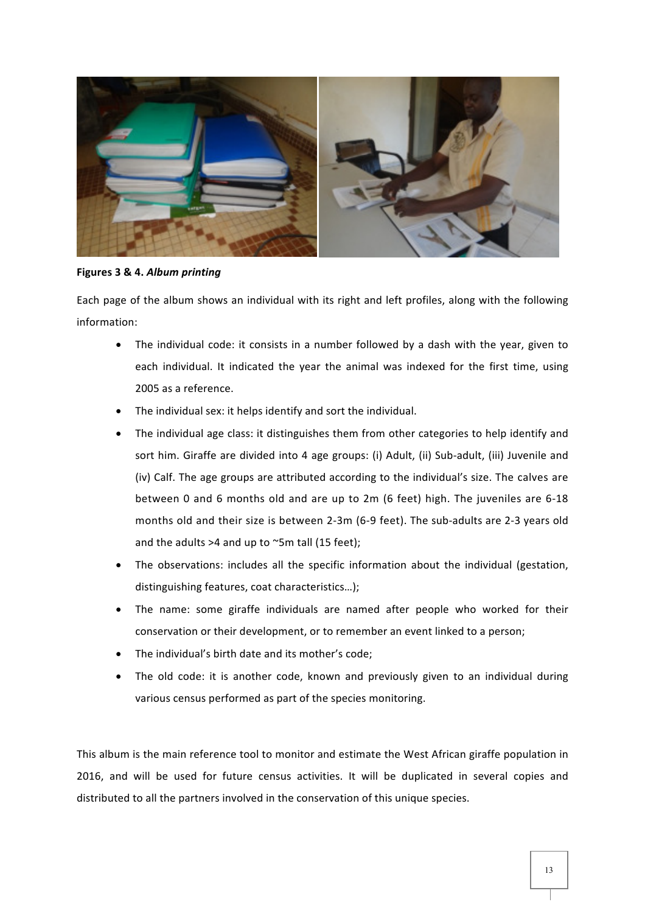**Figures 3 & 4.** ***Album printing***

Each page of the album shows an individual with its right and left profiles, along with the following information:

- The individual code: it consists in a number followed by a dash with the year, given to each individual. It indicated the year the animal was indexed for the first time, using 2005 as a reference.
- The individual sex: it helps identify and sort the individual.
- The individual age class: it distinguishes them from other categories to help identify and sort him. Giraffe are divided into 4 age groups: (i) Adult, (ii) Sub-adult, (iii) Juvenile and (iv) Calf. The age groups are attributed according to the individual's size. The calves are between 0 and 6 months old and are up to 2m (6 feet) high. The juveniles are 6-18 months old and their size is between 2-3m (6-9 feet). The sub-adults are 2-3 years old and the adults >4 and up to ~5m tall (15 feet);
- The observations: includes all the specific information about the individual (gestation, distinguishing features, coat characteristics…);
- The name: some giraffe individuals are named after people who worked for their conservation or their development, or to remember an event linked to a person;
- The individual's birth date and its mother's code;
- The old code: it is another code, known and previously given to an individual during various census performed as part of the species monitoring.

This album is the main reference tool to monitor and estimate the West African giraffe population in 2016, and will be used for future census activities. It will be duplicated in several copies and distributed to all the partners involved in the conservation of this unique species.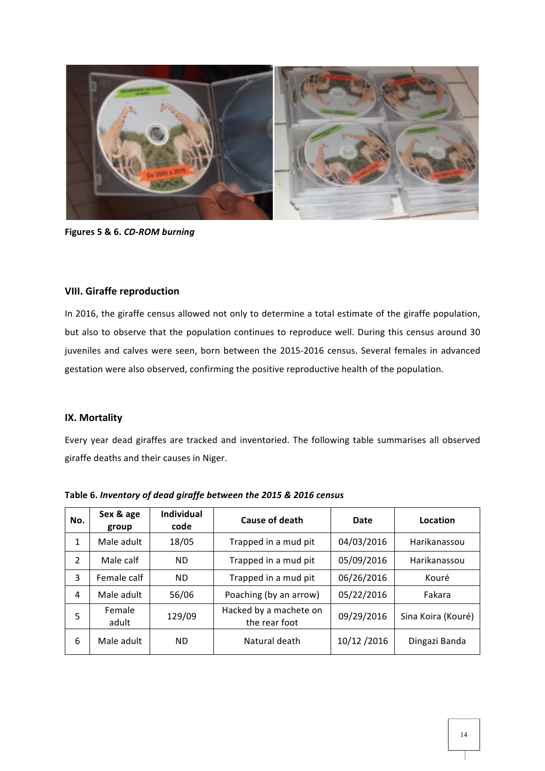**Figures 5 & 6.** ***CD-ROM burning***

### VIII. Giraffe reproduction

In 2016, the giraffe census allowed not only to determine a total estimate of the giraffe population, but also to observe that the population continues to reproduce well. During this census around 30 juveniles and calves were seen, born between the 2015-2016 census. Several females in advanced gestation were also observed, confirming the positive reproductive health of the population.

### IX. Mortality

Every year dead giraffes are tracked and inventoried. The following table summarises all observed giraffe deaths and their causes in Niger.

**Table 6.** ***Inventory of dead giraffe between the 2015 & 2016 census***

| No. | Sex & age group | Individual code | Cause of death | Date | Location |
|---|---|---|---|---|---|
| 1 | Male adult | 18/05 | Trapped in a mud pit | 04/03/2016 | Harikanassou |
| 2 | Male calf | ND | Trapped in a mud pit | 05/09/2016 | Harikanassou |
| 3 | Female calf | ND | Trapped in a mud pit | 06/26/2016 | Kouré |
| 4 | Male adult | 56/06 | Poaching (by an arrow) | 05/22/2016 | Fakara |
| 5 | Female adult | 129/09 | Hacked by a machete on the rear foot | 09/29/2016 | Sina Koira (Kouré) |
| 6 | Male adult | ND | Natural death | 10/12 /2016 | Dingazi Banda |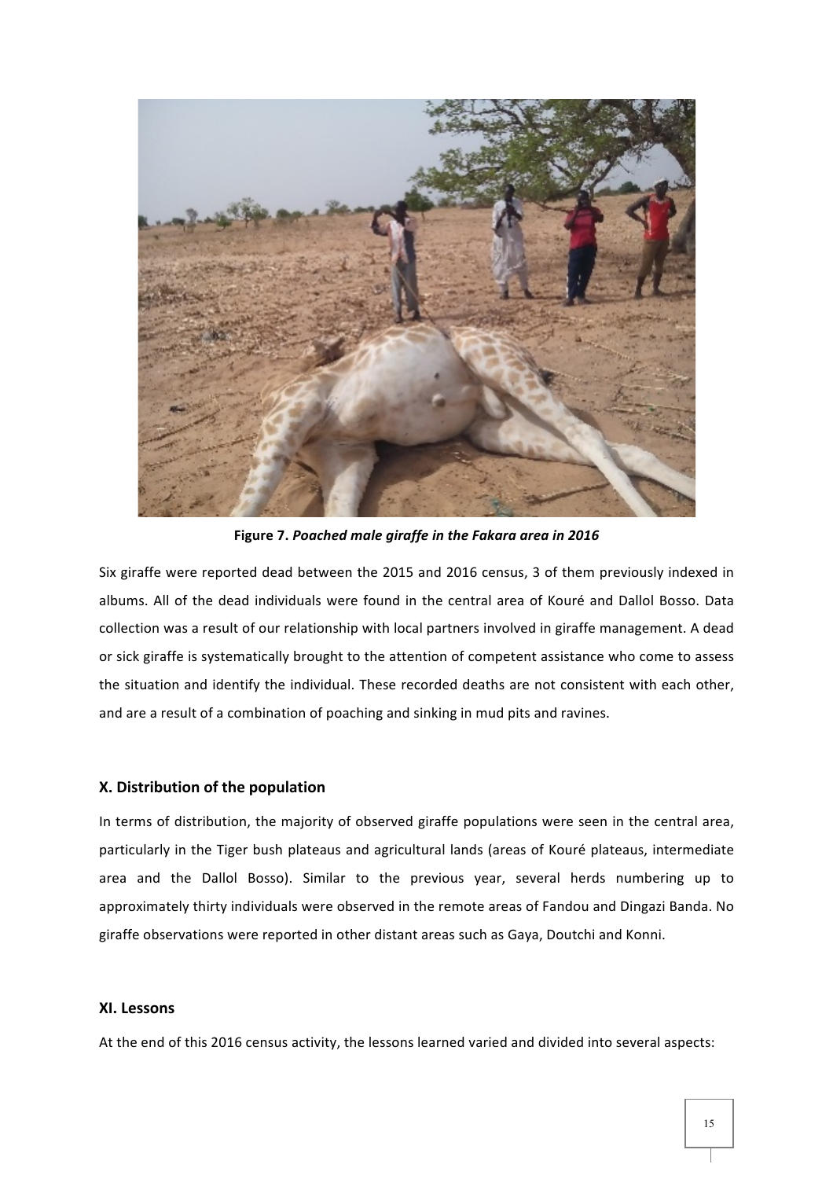**Figure 7.** ***Poached male giraffe in the Fakara area in 2016***

Six giraffe were reported dead between the 2015 and 2016 census, 3 of them previously indexed in albums. All of the dead individuals were found in the central area of Kouré and Dallol Bosso. Data collection was a result of our relationship with local partners involved in giraffe management. A dead or sick giraffe is systematically brought to the attention of competent assistance who come to assess the situation and identify the individual. These recorded deaths are not consistent with each other, and are a result of a combination of poaching and sinking in mud pits and ravines.

## X. Distribution of the population

In terms of distribution, the majority of observed giraffe populations were seen in the central area, particularly in the Tiger bush plateaus and agricultural lands (areas of Kouré plateaus, intermediate area and the Dallol Bosso). Similar to the previous year, several herds numbering up to approximately thirty individuals were observed in the remote areas of Fandou and Dingazi Banda. No giraffe observations were reported in other distant areas such as Gaya, Doutchi and Konni.

## XI. Lessons

At the end of this 2016 census activity, the lessons learned varied and divided into several aspects: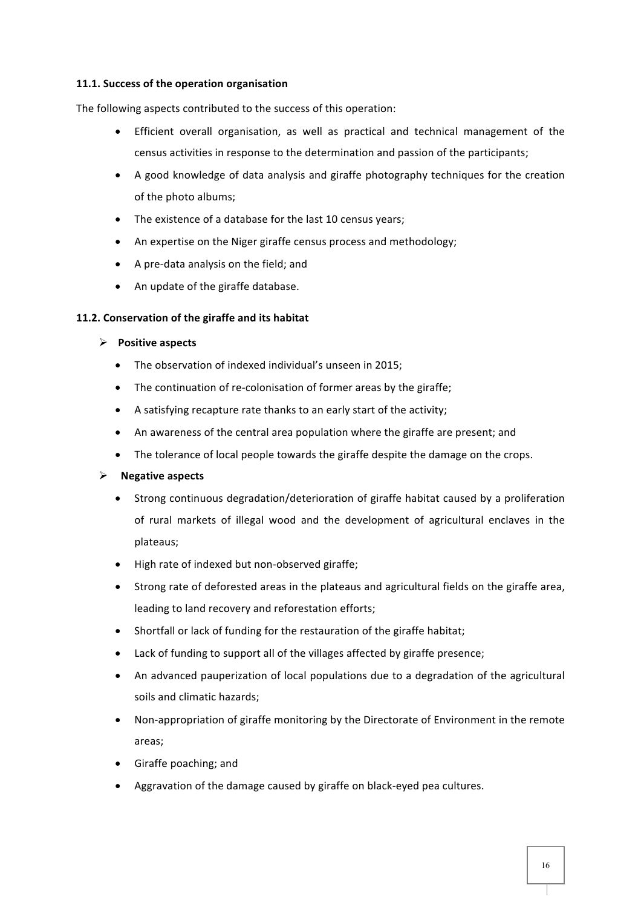### 11.1. Success of the operation organisation

The following aspects contributed to the success of this operation:

- Efficient overall organisation, as well as practical and technical management of the census activities in response to the determination and passion of the participants;
- A good knowledge of data analysis and giraffe photography techniques for the creation of the photo albums;
- The existence of a database for the last 10 census years;
- An expertise on the Niger giraffe census process and methodology;
- A pre-data analysis on the field; and
- An update of the giraffe database.

### 11.2. Conservation of the giraffe and its habitat

- **Positive aspects**
  - The observation of indexed individual's unseen in 2015;
  - The continuation of re-colonisation of former areas by the giraffe;
  - A satisfying recapture rate thanks to an early start of the activity;
  - An awareness of the central area population where the giraffe are present; and
  - The tolerance of local people towards the giraffe despite the damage on the crops.
- **Negative aspects**
  - Strong continuous degradation/deterioration of giraffe habitat caused by a proliferation of rural markets of illegal wood and the development of agricultural enclaves in the plateaus;
  - High rate of indexed but non-observed giraffe;
  - Strong rate of deforested areas in the plateaus and agricultural fields on the giraffe area, leading to land recovery and reforestation efforts;
  - Shortfall or lack of funding for the restauration of the giraffe habitat;
  - Lack of funding to support all of the villages affected by giraffe presence;
  - An advanced pauperization of local populations due to a degradation of the agricultural soils and climatic hazards;
  - Non-appropriation of giraffe monitoring by the Directorate of Environment in the remote areas;
  - Giraffe poaching; and
  - Aggravation of the damage caused by giraffe on black-eyed pea cultures.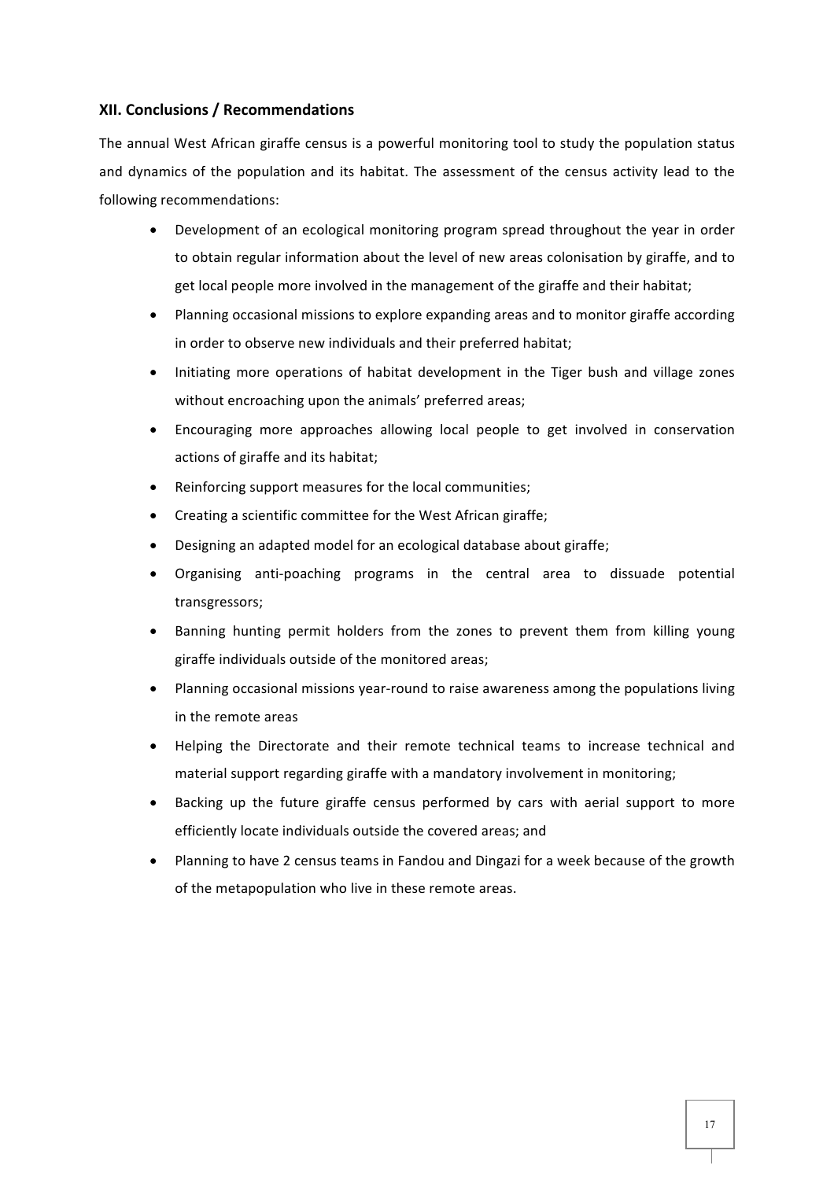## XII. Conclusions / Recommendations

The annual West African giraffe census is a powerful monitoring tool to study the population status and dynamics of the population and its habitat. The assessment of the census activity lead to the following recommendations:

- Development of an ecological monitoring program spread throughout the year in order to obtain regular information about the level of new areas colonisation by giraffe, and to get local people more involved in the management of the giraffe and their habitat;
- Planning occasional missions to explore expanding areas and to monitor giraffe according in order to observe new individuals and their preferred habitat;
- Initiating more operations of habitat development in the Tiger bush and village zones without encroaching upon the animals' preferred areas;
- Encouraging more approaches allowing local people to get involved in conservation actions of giraffe and its habitat;
- Reinforcing support measures for the local communities;
- Creating a scientific committee for the West African giraffe;
- Designing an adapted model for an ecological database about giraffe;
- Organising anti-poaching programs in the central area to dissuade potential transgressors;
- Banning hunting permit holders from the zones to prevent them from killing young giraffe individuals outside of the monitored areas;
- Planning occasional missions year-round to raise awareness among the populations living in the remote areas
- Helping the Directorate and their remote technical teams to increase technical and material support regarding giraffe with a mandatory involvement in monitoring;
- Backing up the future giraffe census performed by cars with aerial support to more efficiently locate individuals outside the covered areas; and
- Planning to have 2 census teams in Fandou and Dingazi for a week because of the growth of the metapopulation who live in these remote areas.